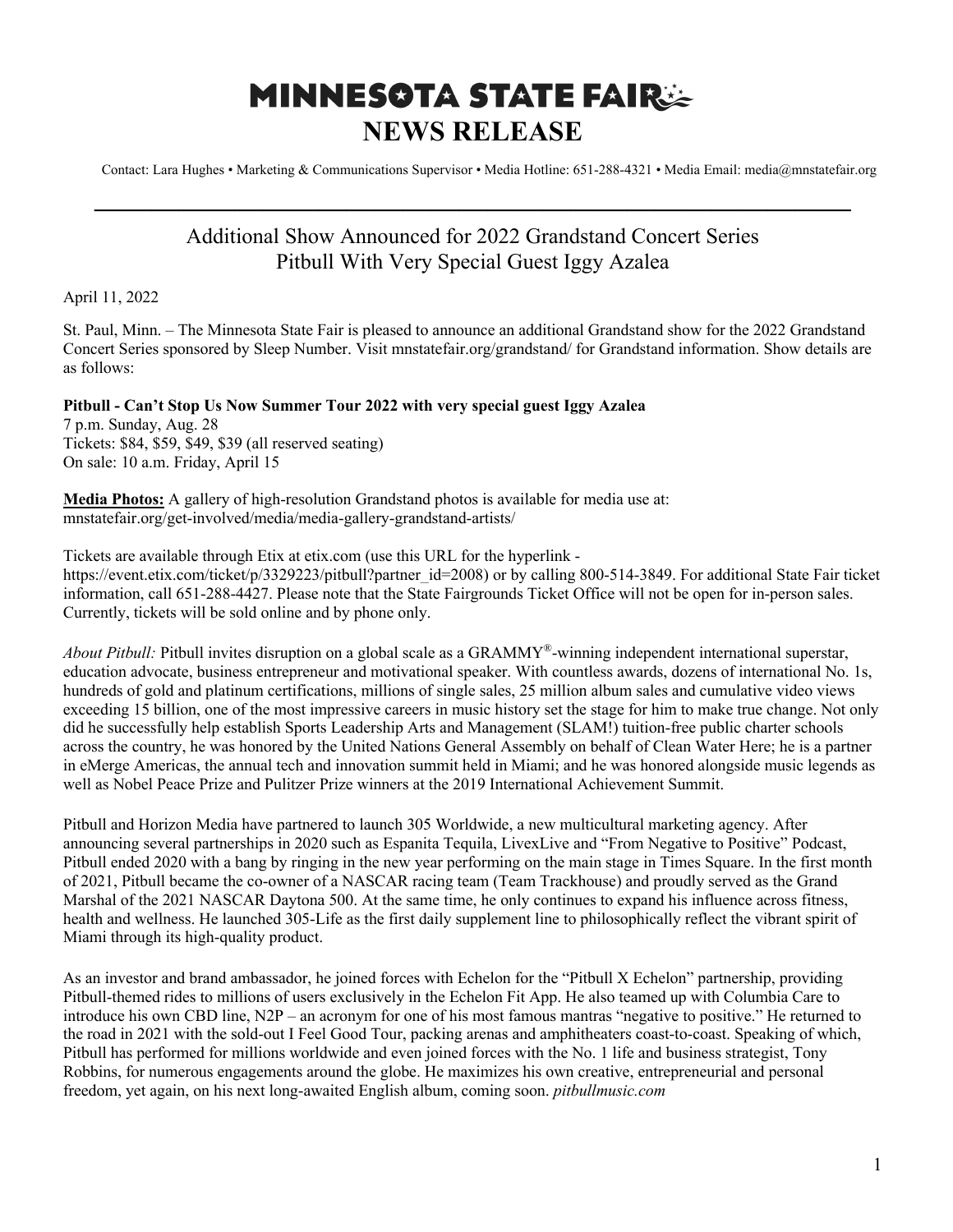# MINNESOTA STATE FAIR
# NEWS RELEASE

Contact: Lara Hughes • Marketing & Communications Supervisor • Media Hotline: 651-288-4321 • Media Email: media@mnstatefair.org

---

## Additional Show Announced for 2022 Grandstand Concert Series
## Pitbull With Very Special Guest Iggy Azalea

April 11, 2022

St. Paul, Minn. – The Minnesota State Fair is pleased to announce an additional Grandstand show for the 2022 Grandstand Concert Series sponsored by Sleep Number. Visit mnstatefair.org/grandstand/ for Grandstand information. Show details are as follows:

**Pitbull - Can't Stop Us Now Summer Tour 2022 with very special guest Iggy Azalea**
7 p.m. Sunday, Aug. 28
Tickets: $84, $59, $49, $39 (all reserved seating)
On sale: 10 a.m. Friday, April 15

**Media Photos:** A gallery of high-resolution Grandstand photos is available for media use at: mnstatefair.org/get-involved/media/media-gallery-grandstand-artists/

Tickets are available through Etix at etix.com (use this URL for the hyperlink - https://event.etix.com/ticket/p/3329223/pitbull?partner_id=2008) or by calling 800-514-3849. For additional State Fair ticket information, call 651-288-4427. Please note that the State Fairgrounds Ticket Office will not be open for in-person sales. Currently, tickets will be sold online and by phone only.

*About Pitbull:* Pitbull invites disruption on a global scale as a GRAMMY®-winning independent international superstar, education advocate, business entrepreneur and motivational speaker. With countless awards, dozens of international No. 1s, hundreds of gold and platinum certifications, millions of single sales, 25 million album sales and cumulative video views exceeding 15 billion, one of the most impressive careers in music history set the stage for him to make true change. Not only did he successfully help establish Sports Leadership Arts and Management (SLAM!) tuition-free public charter schools across the country, he was honored by the United Nations General Assembly on behalf of Clean Water Here; he is a partner in eMerge Americas, the annual tech and innovation summit held in Miami; and he was honored alongside music legends as well as Nobel Peace Prize and Pulitzer Prize winners at the 2019 International Achievement Summit.

Pitbull and Horizon Media have partnered to launch 305 Worldwide, a new multicultural marketing agency. After announcing several partnerships in 2020 such as Espanita Tequila, LivexLive and "From Negative to Positive" Podcast, Pitbull ended 2020 with a bang by ringing in the new year performing on the main stage in Times Square. In the first month of 2021, Pitbull became the co-owner of a NASCAR racing team (Team Trackhouse) and proudly served as the Grand Marshal of the 2021 NASCAR Daytona 500. At the same time, he only continues to expand his influence across fitness, health and wellness. He launched 305-Life as the first daily supplement line to philosophically reflect the vibrant spirit of Miami through its high-quality product.

As an investor and brand ambassador, he joined forces with Echelon for the "Pitbull X Echelon" partnership, providing Pitbull-themed rides to millions of users exclusively in the Echelon Fit App. He also teamed up with Columbia Care to introduce his own CBD line, N2P – an acronym for one of his most famous mantras "negative to positive." He returned to the road in 2021 with the sold-out I Feel Good Tour, packing arenas and amphitheaters coast-to-coast. Speaking of which, Pitbull has performed for millions worldwide and even joined forces with the No. 1 life and business strategist, Tony Robbins, for numerous engagements around the globe. He maximizes his own creative, entrepreneurial and personal freedom, yet again, on his next long-awaited English album, coming soon. *pitbullmusic.com*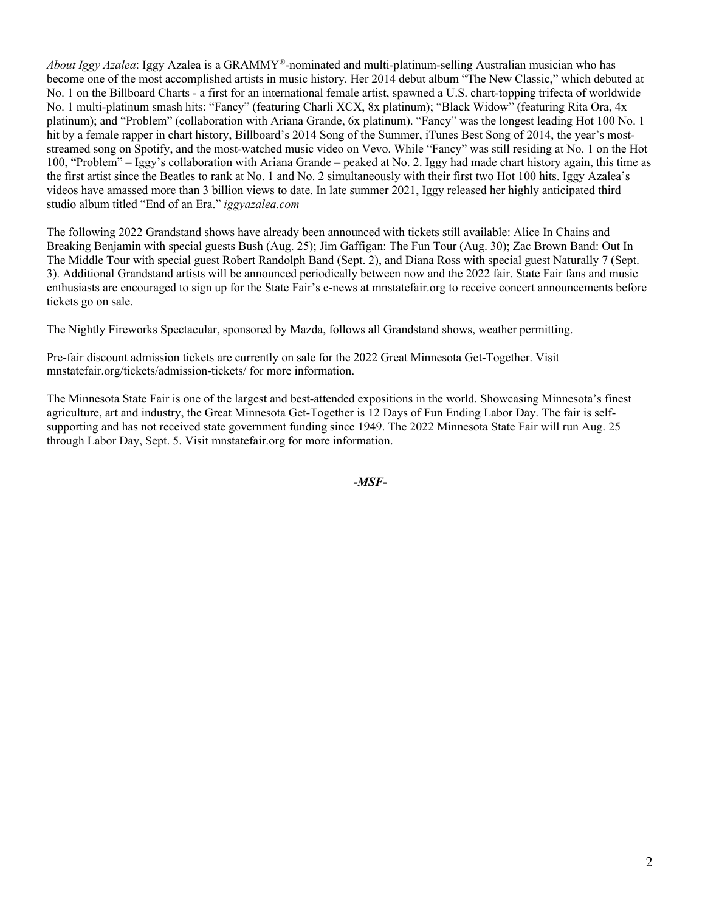*About Iggy Azalea*: Iggy Azalea is a GRAMMY®-nominated and multi-platinum-selling Australian musician who has become one of the most accomplished artists in music history. Her 2014 debut album "The New Classic," which debuted at No. 1 on the Billboard Charts - a first for an international female artist, spawned a U.S. chart-topping trifecta of worldwide No. 1 multi-platinum smash hits: "Fancy" (featuring Charli XCX, 8x platinum); "Black Widow" (featuring Rita Ora, 4x platinum); and "Problem" (collaboration with Ariana Grande, 6x platinum). "Fancy" was the longest leading Hot 100 No. 1 hit by a female rapper in chart history, Billboard's 2014 Song of the Summer, iTunes Best Song of 2014, the year's most-streamed song on Spotify, and the most-watched music video on Vevo. While "Fancy" was still residing at No. 1 on the Hot 100, "Problem" – Iggy's collaboration with Ariana Grande – peaked at No. 2. Iggy had made chart history again, this time as the first artist since the Beatles to rank at No. 1 and No. 2 simultaneously with their first two Hot 100 hits. Iggy Azalea's videos have amassed more than 3 billion views to date. In late summer 2021, Iggy released her highly anticipated third studio album titled "End of an Era." *iggyazalea.com*

The following 2022 Grandstand shows have already been announced with tickets still available: Alice In Chains and Breaking Benjamin with special guests Bush (Aug. 25); Jim Gaffigan: The Fun Tour (Aug. 30); Zac Brown Band: Out In The Middle Tour with special guest Robert Randolph Band (Sept. 2), and Diana Ross with special guest Naturally 7 (Sept. 3). Additional Grandstand artists will be announced periodically between now and the 2022 fair. State Fair fans and music enthusiasts are encouraged to sign up for the State Fair's e-news at mnstatefair.org to receive concert announcements before tickets go on sale.

The Nightly Fireworks Spectacular, sponsored by Mazda, follows all Grandstand shows, weather permitting.

Pre-fair discount admission tickets are currently on sale for the 2022 Great Minnesota Get-Together. Visit mnstatefair.org/tickets/admission-tickets/ for more information.

The Minnesota State Fair is one of the largest and best-attended expositions in the world. Showcasing Minnesota's finest agriculture, art and industry, the Great Minnesota Get-Together is 12 Days of Fun Ending Labor Day. The fair is self-supporting and has not received state government funding since 1949. The 2022 Minnesota State Fair will run Aug. 25 through Labor Day, Sept. 5. Visit mnstatefair.org for more information.

***-MSF-***